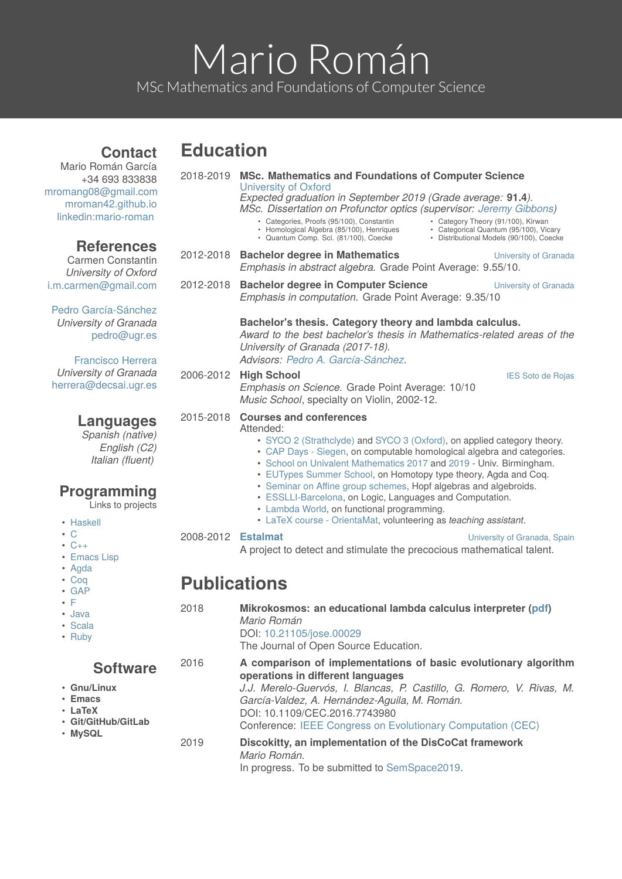# Mario Román

MSc Mathematics and Foundations of Computer Science

## Contact

Mario Román García
+34 693 833838
mromang08@gmail.com
mroman42.github.io
linkedin:mario-roman

## References

Carmen Constantin
*University of Oxford*
i.m.carmen@gmail.com

Pedro García-Sánchez
*University of Granada*
pedro@ugr.es

Francisco Herrera
*University of Granada*
herrera@decsai.ugr.es

## Languages

*Spanish (native)*
*English (C2)*
*Italian (fluent)*

## Programming

Links to projects

- Haskell
- C
- C++
- Emacs Lisp
- Agda
- Coq
- GAP
- F
- Java
- Scala
- Ruby

## Software

- **Gnu/Linux**
- **Emacs**
- **LaTeX**
- **Git/GitHub/GitLab**
- **MySQL**

## Education

**2018-2019** — **MSc. Mathematics and Foundations of Computer Science**
University of Oxford
*Expected graduation in September 2019 (Grade average:* **91.4***).*
*MSc. Dissertation on Profunctor optics (supervisor: Jeremy Gibbons)*

- Categories, Proofs (95/100), Constantin
- Homological Algebra (85/100), Henriques
- Quantum Comp. Sci. (81/100), Coecke
- Category Theory (91/100), Kirwan
- Categorical Quantum (95/100), Vicary
- Distributional Models (90/100), Coecke

**2012-2018** — **Bachelor degree in Mathematics** — University of Granada
*Emphasis in abstract algebra.* Grade Point Average: 9.55/10.

**2012-2018** — **Bachelor degree in Computer Science** — University of Granada
*Emphasis in computation.* Grade Point Average: 9.35/10

**Bachelor's thesis. Category theory and lambda calculus.**
*Award to the best bachelor's thesis in Mathematics-related areas of the University of Granada (2017-18).*
*Advisors: Pedro A. García-Sánchez.*

**2006-2012** — **High School** — IES Soto de Rojas
*Emphasis on Science.* Grade Point Average: 10/10
*Music School*, specialty on Violin, 2002-12.

**2015-2018** — **Courses and conferences**
Attended:

- SYCO 2 (Strathclyde) and SYCO 3 (Oxford), on applied category theory.
- CAP Days - Siegen, on computable homological algebra and categories.
- School on Univalent Mathematics 2017 and 2019 - Univ. Birmingham.
- EUTypes Summer School, on Homotopy type theory, Agda and Coq.
- Seminar on Affine group schemes, Hopf algebras and algebroids.
- ESSLLI-Barcelona, on Logic, Languages and Computation.
- Lambda World, on functional programming.
- LaTeX course - OrientaMat, volunteering as *teaching assistant*.

**2008-2012** — **Estalmat** — University of Granada, Spain
A project to detect and stimulate the precocious mathematical talent.

## Publications

**2018** — **Mikrokosmos: an educational lambda calculus interpreter (pdf)**
*Mario Román*
DOI: 10.21105/jose.00029
The Journal of Open Source Education.

**2016** — **A comparison of implementations of basic evolutionary algorithm operations in different languages**
*J.J. Merelo-Guervós, I. Blancas, P. Castillo, G. Romero, V. Rivas, M. García-Valdez, A. Hernández-Aguila, M. Román.*
DOI: 10.1109/CEC.2016.7743980
Conference: IEEE Congress on Evolutionary Computation (CEC)

**2019** — **Discokitty, an implementation of the DisCoCat framework**
*Mario Román.*
In progress. To be submitted to SemSpace2019.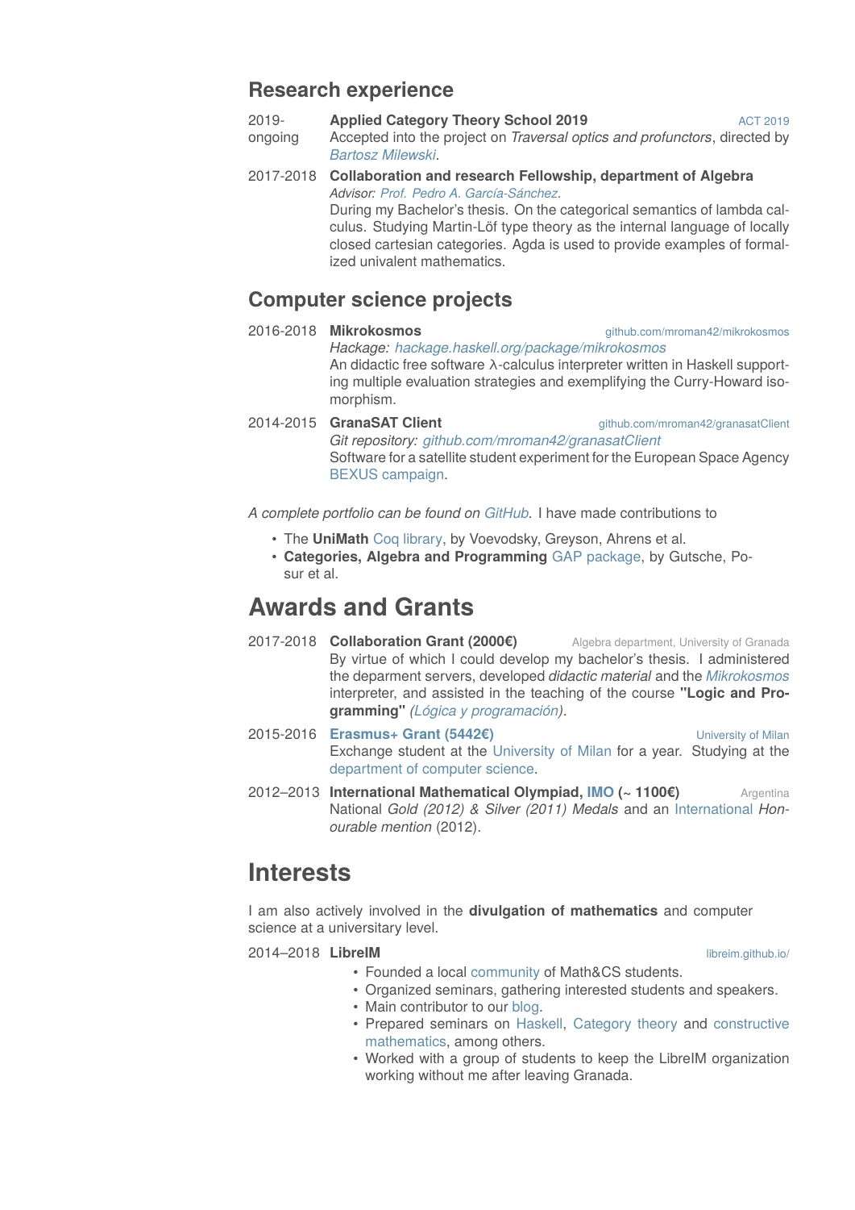## Research experience

**2019-ongoing** — **Applied Category Theory School 2019** — ACT 2019
Accepted into the project on *Traversal optics and profunctors*, directed by *Bartosz Milewski*.

**2017-2018** — **Collaboration and research Fellowship, department of Algebra**
*Advisor: Prof. Pedro A. García-Sánchez.*
During my Bachelor's thesis. On the categorical semantics of lambda calculus. Studying Martin-Löf type theory as the internal language of locally closed cartesian categories. Agda is used to provide examples of formalized univalent mathematics.

## Computer science projects

**2016-2018** — **Mikrokosmos** — github.com/mroman42/mikrokosmos
*Hackage: hackage.haskell.org/package/mikrokosmos*
An didactic free software λ-calculus interpreter written in Haskell supporting multiple evaluation strategies and exemplifying the Curry-Howard isomorphism.

**2014-2015** — **GranaSAT Client** — github.com/mroman42/granasatClient
*Git repository: github.com/mroman42/granasatClient*
Software for a satellite student experiment for the European Space Agency BEXUS campaign.

*A complete portfolio can be found on GitHub.* I have made contributions to

- The **UniMath** Coq library, by Voevodsky, Greyson, Ahrens et al.
- **Categories, Algebra and Programming** GAP package, by Gutsche, Posur et al.

# Awards and Grants

**2017-2018** — **Collaboration Grant (2000€)** — Algebra department, University of Granada
By virtue of which I could develop my bachelor's thesis. I administered the deparment servers, developed *didactic material* and the *Mikrokosmos* interpreter, and assisted in the teaching of the course **"Logic and Programming"** *(Lógica y programación)*.

**2015-2016** — **Erasmus+ Grant (5442€)** — University of Milan
Exchange student at the University of Milan for a year. Studying at the department of computer science.

**2012–2013** — **International Mathematical Olympiad, IMO (~ 1100€)** — Argentina
National *Gold (2012) & Silver (2011) Medals* and an International *Honourable mention* (2012).

# Interests

I am also actively involved in the **divulgation of mathematics** and computer science at a universitary level.

**2014–2018** — **LibreIM** — libreim.github.io/

- Founded a local community of Math&CS students.
- Organized seminars, gathering interested students and speakers.
- Main contributor to our blog.
- Prepared seminars on Haskell, Category theory and constructive mathematics, among others.
- Worked with a group of students to keep the LibreIM organization working without me after leaving Granada.